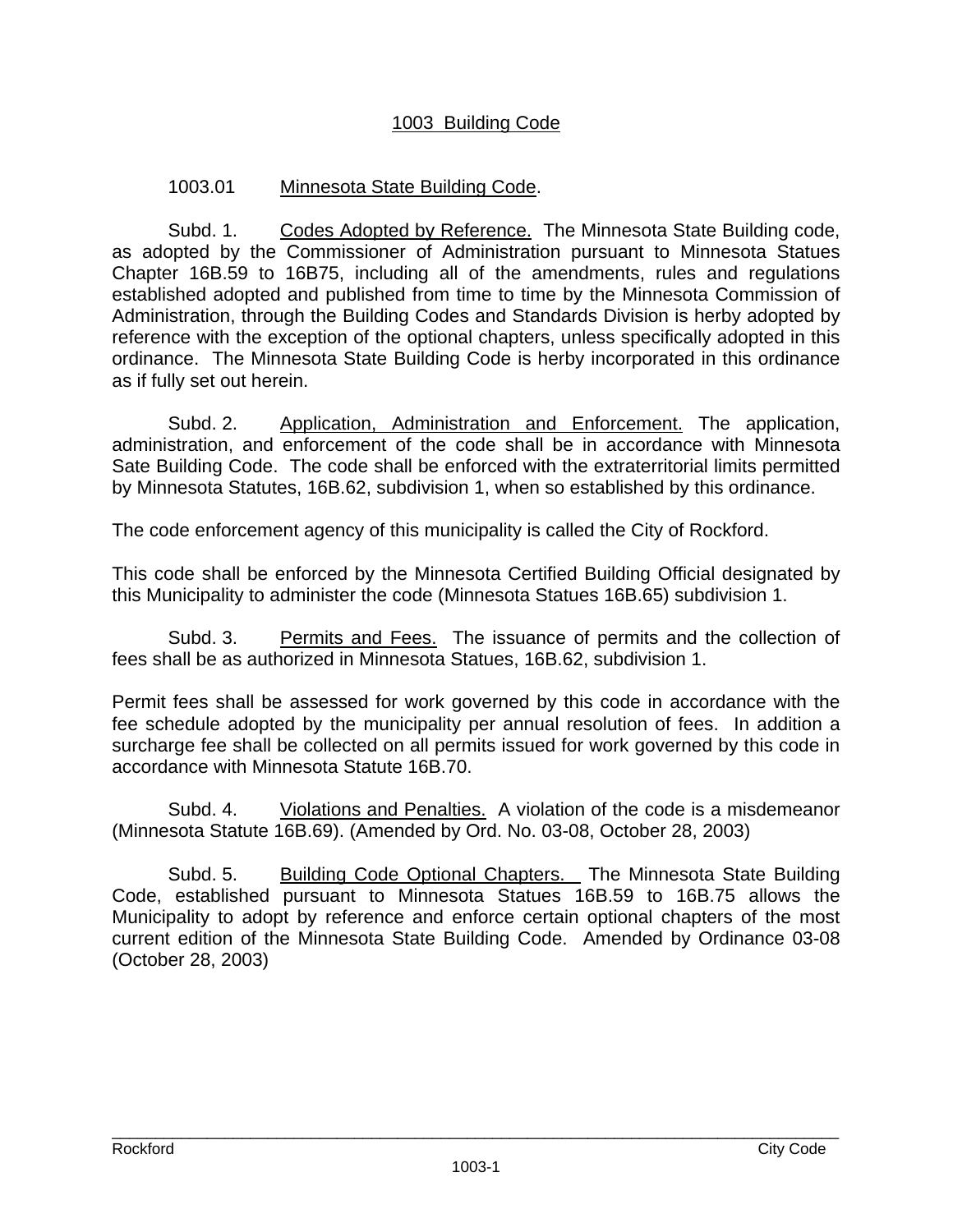# 1003 Building Code

## 1003.01 Minnesota State Building Code.

Subd. 1. Codes Adopted by Reference. The Minnesota State Building code, as adopted by the Commissioner of Administration pursuant to Minnesota Statues Chapter 16B.59 to 16B75, including all of the amendments, rules and regulations established adopted and published from time to time by the Minnesota Commission of Administration, through the Building Codes and Standards Division is herby adopted by reference with the exception of the optional chapters, unless specifically adopted in this ordinance. The Minnesota State Building Code is herby incorporated in this ordinance as if fully set out herein.

Subd. 2. Application, Administration and Enforcement. The application, administration, and enforcement of the code shall be in accordance with Minnesota Sate Building Code. The code shall be enforced with the extraterritorial limits permitted by Minnesota Statutes, 16B.62, subdivision 1, when so established by this ordinance.

The code enforcement agency of this municipality is called the City of Rockford.

This code shall be enforced by the Minnesota Certified Building Official designated by this Municipality to administer the code (Minnesota Statues 16B.65) subdivision 1.

Subd. 3. Permits and Fees. The issuance of permits and the collection of fees shall be as authorized in Minnesota Statues, 16B.62, subdivision 1.

Permit fees shall be assessed for work governed by this code in accordance with the fee schedule adopted by the municipality per annual resolution of fees. In addition a surcharge fee shall be collected on all permits issued for work governed by this code in accordance with Minnesota Statute 16B.70.

Subd. 4. Violations and Penalties. A violation of the code is a misdemeanor (Minnesota Statute 16B.69). (Amended by Ord. No. 03-08, October 28, 2003)

Subd. 5. Building Code Optional Chapters. The Minnesota State Building Code, established pursuant to Minnesota Statues 16B.59 to 16B.75 allows the Municipality to adopt by reference and enforce certain optional chapters of the most current edition of the Minnesota State Building Code. Amended by Ordinance 03-08 (October 28, 2003)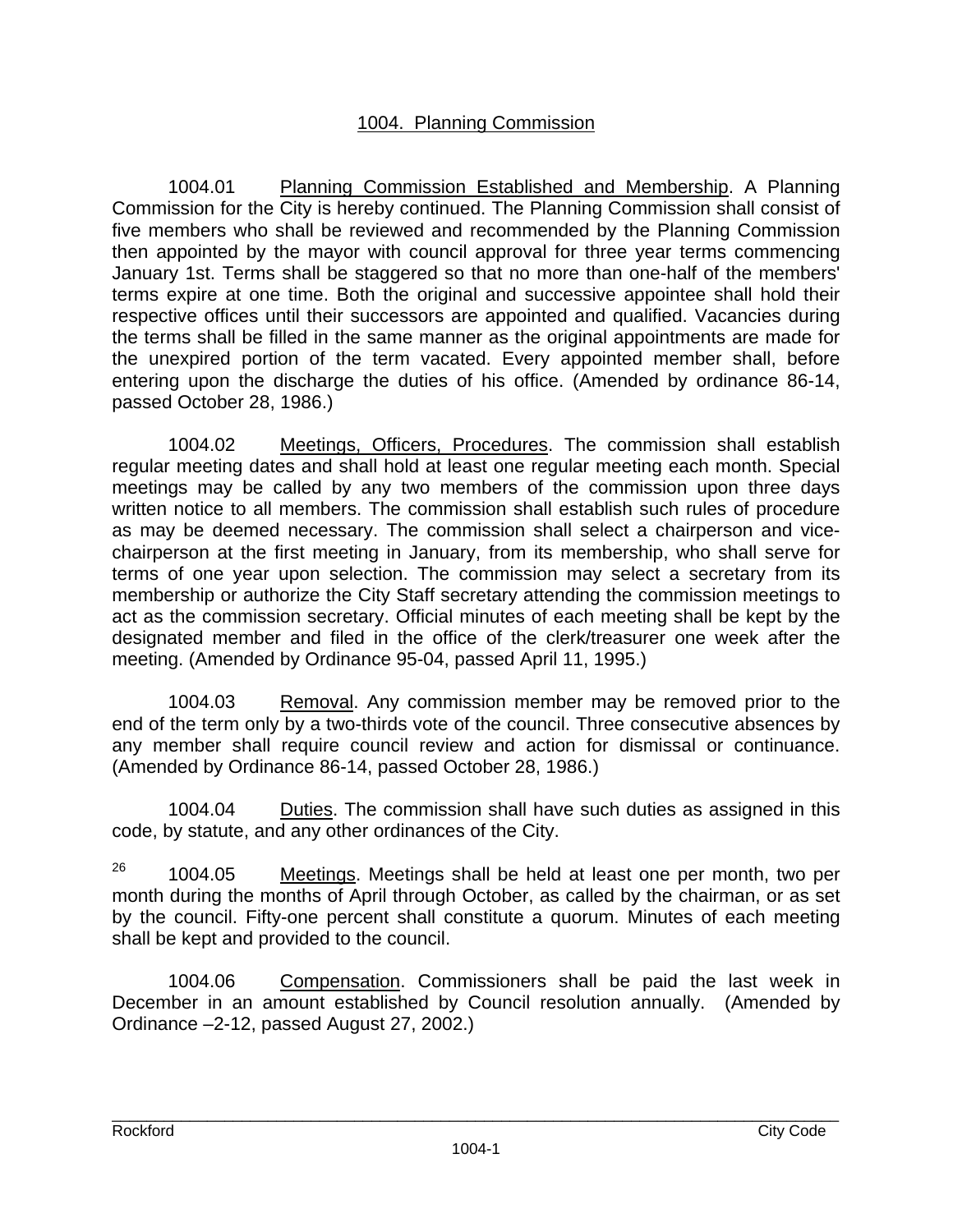# 1004. Planning Commission

1004.01 Planning Commission Established and Membership. A Planning Commission for the City is hereby continued. The Planning Commission shall consist of five members who shall be reviewed and recommended by the Planning Commission then appointed by the mayor with council approval for three year terms commencing January 1st. Terms shall be staggered so that no more than one-half of the members' terms expire at one time. Both the original and successive appointee shall hold their respective offices until their successors are appointed and qualified. Vacancies during the terms shall be filled in the same manner as the original appointments are made for the unexpired portion of the term vacated. Every appointed member shall, before entering upon the discharge the duties of his office. (Amended by ordinance 86-14, passed October 28, 1986.)

1004.02 Meetings, Officers, Procedures. The commission shall establish regular meeting dates and shall hold at least one regular meeting each month. Special meetings may be called by any two members of the commission upon three days written notice to all members. The commission shall establish such rules of procedure as may be deemed necessary. The commission shall select a chairperson and vice-chairperson at the first meeting in January, from its membership, who shall serve for terms of one year upon selection. The commission may select a secretary from its membership or authorize the City Staff secretary attending the commission meetings to act as the commission secretary. Official minutes of each meeting shall be kept by the designated member and filed in the office of the clerk/treasurer one week after the meeting. (Amended by Ordinance 95-04, passed April 11, 1995.)

1004.03 Removal. Any commission member may be removed prior to the end of the term only by a two-thirds vote of the council. Three consecutive absences by any member shall require council review and action for dismissal or continuance. (Amended by Ordinance 86-14, passed October 28, 1986.)

1004.04 Duties. The commission shall have such duties as assigned in this code, by statute, and any other ordinances of the City.

[26] 1004.05 Meetings. Meetings shall be held at least one per month, two per month during the months of April through October, as called by the chairman, or as set by the council. Fifty-one percent shall constitute a quorum. Minutes of each meeting shall be kept and provided to the council.

1004.06 Compensation. Commissioners shall be paid the last week in December in an amount established by Council resolution annually. (Amended by Ordinance –2-12, passed August 27, 2002.)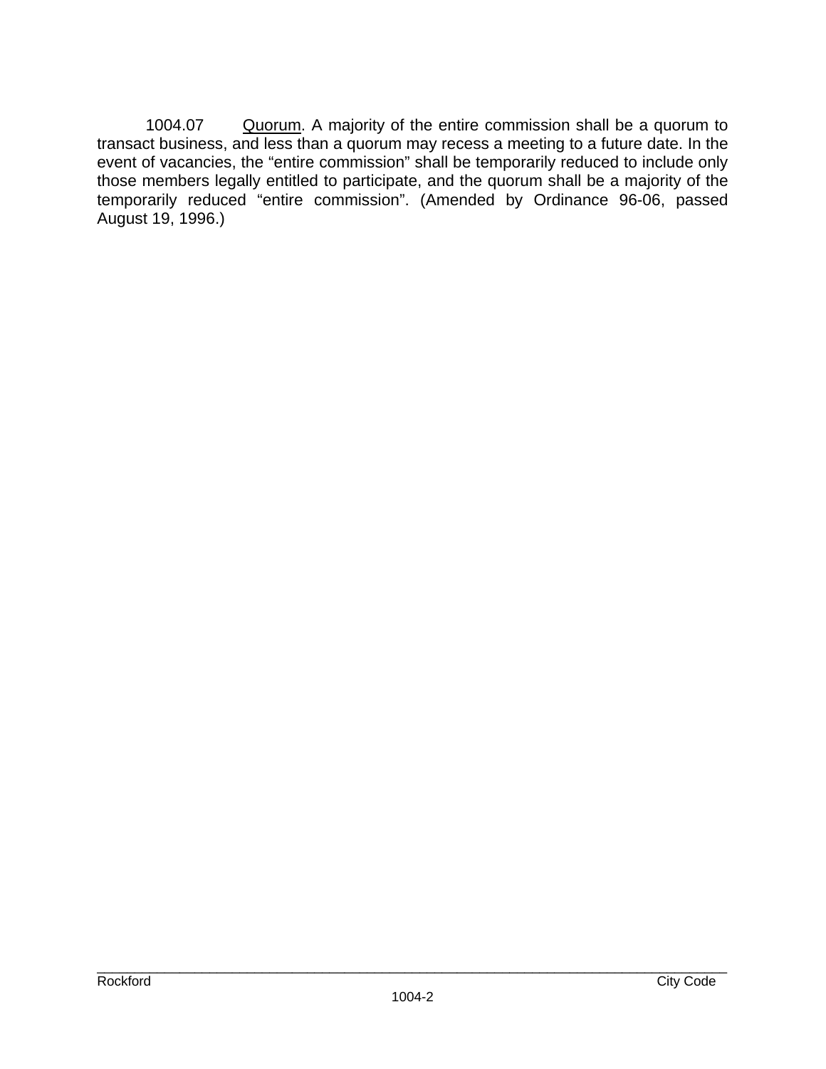1004.07 Quorum. A majority of the entire commission shall be a quorum to transact business, and less than a quorum may recess a meeting to a future date. In the event of vacancies, the "entire commission" shall be temporarily reduced to include only those members legally entitled to participate, and the quorum shall be a majority of the temporarily reduced "entire commission". (Amended by Ordinance 96-06, passed August 19, 1996.)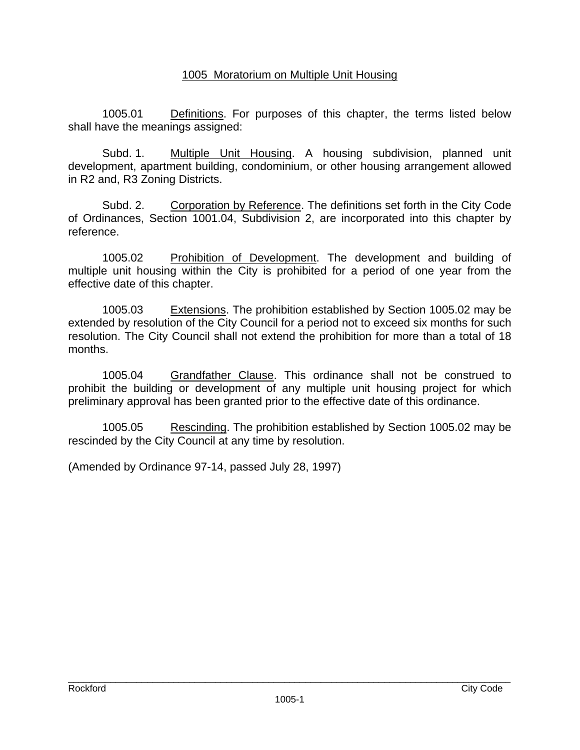# 1005 Moratorium on Multiple Unit Housing

1005.01 Definitions. For purposes of this chapter, the terms listed below shall have the meanings assigned:

Subd. 1. Multiple Unit Housing. A housing subdivision, planned unit development, apartment building, condominium, or other housing arrangement allowed in R2 and, R3 Zoning Districts.

Subd. 2. Corporation by Reference. The definitions set forth in the City Code of Ordinances, Section 1001.04, Subdivision 2, are incorporated into this chapter by reference.

1005.02 Prohibition of Development. The development and building of multiple unit housing within the City is prohibited for a period of one year from the effective date of this chapter.

1005.03 Extensions. The prohibition established by Section 1005.02 may be extended by resolution of the City Council for a period not to exceed six months for such resolution. The City Council shall not extend the prohibition for more than a total of 18 months.

1005.04 Grandfather Clause. This ordinance shall not be construed to prohibit the building or development of any multiple unit housing project for which preliminary approval has been granted prior to the effective date of this ordinance.

1005.05 Rescinding. The prohibition established by Section 1005.02 may be rescinded by the City Council at any time by resolution.

(Amended by Ordinance 97-14, passed July 28, 1997)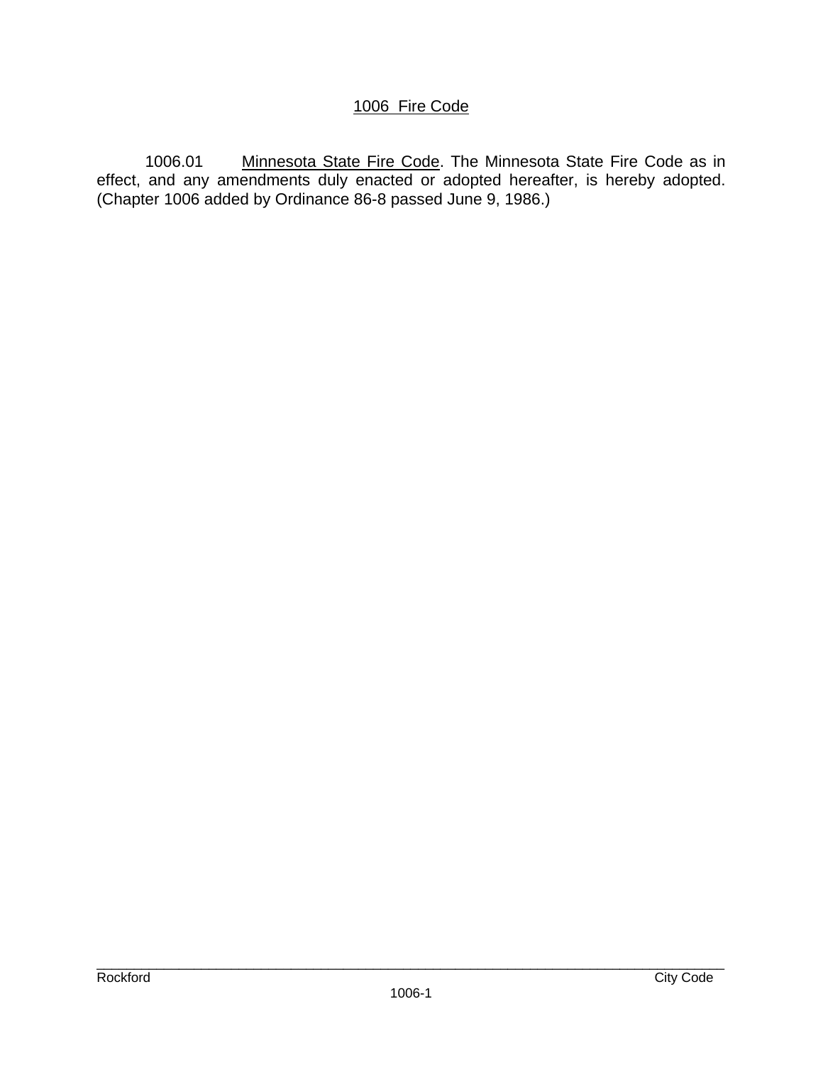# 1006 Fire Code

1006.01 Minnesota State Fire Code. The Minnesota State Fire Code as in effect, and any amendments duly enacted or adopted hereafter, is hereby adopted. (Chapter 1006 added by Ordinance 86-8 passed June 9, 1986.)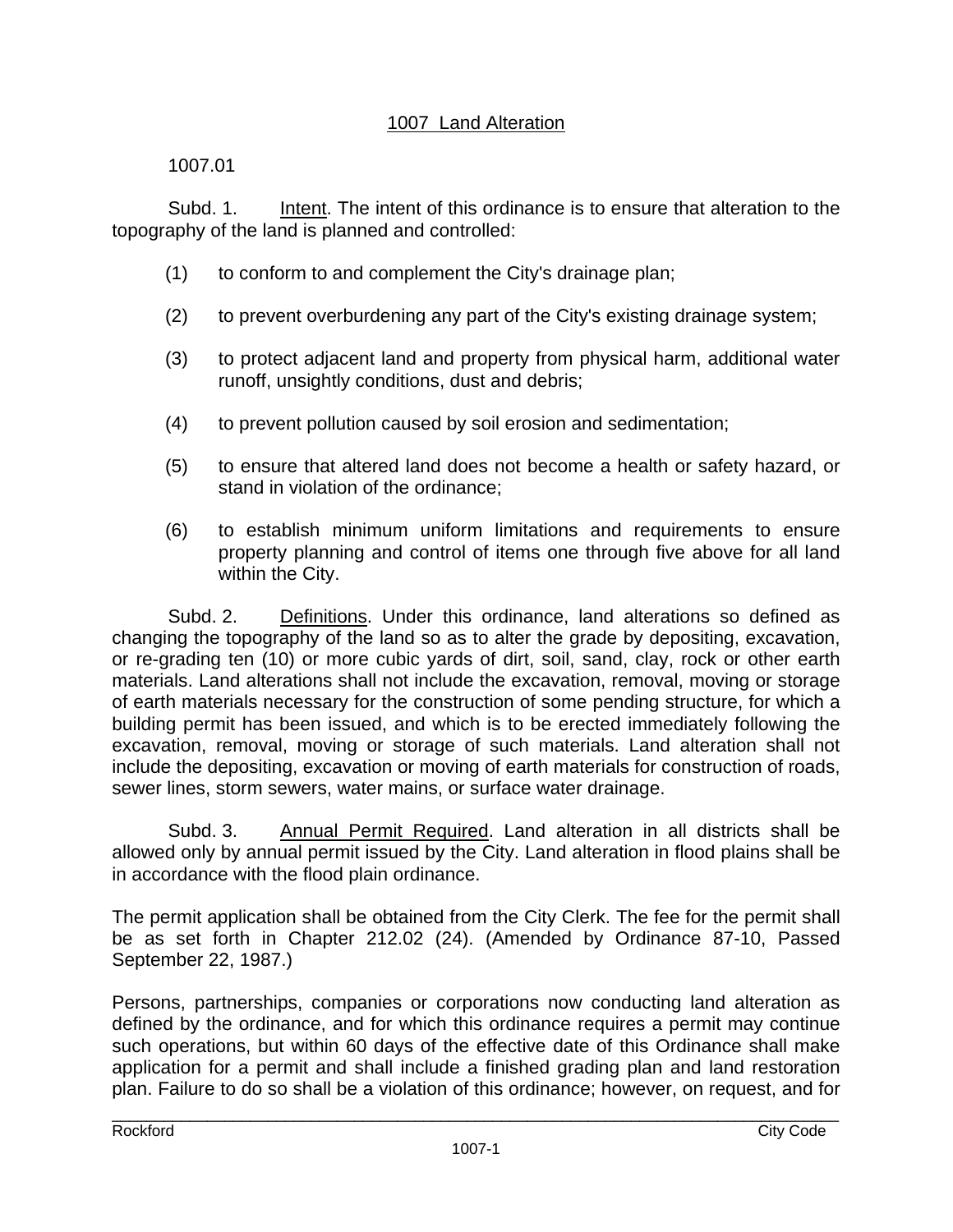# 1007 Land Alteration

1007.01

Subd. 1. Intent. The intent of this ordinance is to ensure that alteration to the topography of the land is planned and controlled:

(1) to conform to and complement the City's drainage plan;

(2) to prevent overburdening any part of the City's existing drainage system;

(3) to protect adjacent land and property from physical harm, additional water runoff, unsightly conditions, dust and debris;

(4) to prevent pollution caused by soil erosion and sedimentation;

(5) to ensure that altered land does not become a health or safety hazard, or stand in violation of the ordinance;

(6) to establish minimum uniform limitations and requirements to ensure property planning and control of items one through five above for all land within the City.

Subd. 2. Definitions. Under this ordinance, land alterations so defined as changing the topography of the land so as to alter the grade by depositing, excavation, or re-grading ten (10) or more cubic yards of dirt, soil, sand, clay, rock or other earth materials. Land alterations shall not include the excavation, removal, moving or storage of earth materials necessary for the construction of some pending structure, for which a building permit has been issued, and which is to be erected immediately following the excavation, removal, moving or storage of such materials. Land alteration shall not include the depositing, excavation or moving of earth materials for construction of roads, sewer lines, storm sewers, water mains, or surface water drainage.

Subd. 3. Annual Permit Required. Land alteration in all districts shall be allowed only by annual permit issued by the City. Land alteration in flood plains shall be in accordance with the flood plain ordinance.

The permit application shall be obtained from the City Clerk. The fee for the permit shall be as set forth in Chapter 212.02 (24). (Amended by Ordinance 87-10, Passed September 22, 1987.)

Persons, partnerships, companies or corporations now conducting land alteration as defined by the ordinance, and for which this ordinance requires a permit may continue such operations, but within 60 days of the effective date of this Ordinance shall make application for a permit and shall include a finished grading plan and land restoration plan. Failure to do so shall be a violation of this ordinance; however, on request, and for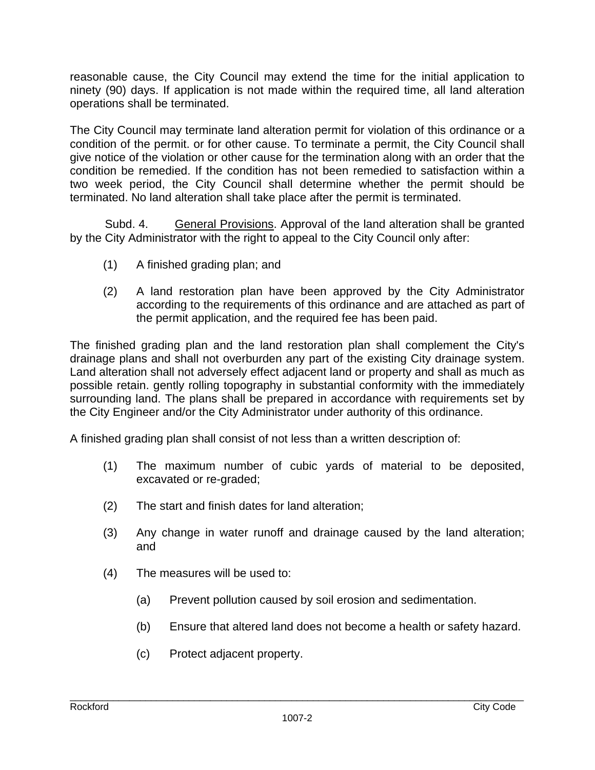reasonable cause, the City Council may extend the time for the initial application to ninety (90) days. If application is not made within the required time, all land alteration operations shall be terminated.

The City Council may terminate land alteration permit for violation of this ordinance or a condition of the permit. or for other cause. To terminate a permit, the City Council shall give notice of the violation or other cause for the termination along with an order that the condition be remedied. If the condition has not been remedied to satisfaction within a two week period, the City Council shall determine whether the permit should be terminated. No land alteration shall take place after the permit is terminated.

Subd. 4. General Provisions. Approval of the land alteration shall be granted by the City Administrator with the right to appeal to the City Council only after:

(1) A finished grading plan; and

(2) A land restoration plan have been approved by the City Administrator according to the requirements of this ordinance and are attached as part of the permit application, and the required fee has been paid.

The finished grading plan and the land restoration plan shall complement the City's drainage plans and shall not overburden any part of the existing City drainage system. Land alteration shall not adversely effect adjacent land or property and shall as much as possible retain. gently rolling topography in substantial conformity with the immediately surrounding land. The plans shall be prepared in accordance with requirements set by the City Engineer and/or the City Administrator under authority of this ordinance.

A finished grading plan shall consist of not less than a written description of:

(1) The maximum number of cubic yards of material to be deposited, excavated or re-graded;

(2) The start and finish dates for land alteration;

(3) Any change in water runoff and drainage caused by the land alteration; and

(4) The measures will be used to:

   (a) Prevent pollution caused by soil erosion and sedimentation.

   (b) Ensure that altered land does not become a health or safety hazard.

   (c) Protect adjacent property.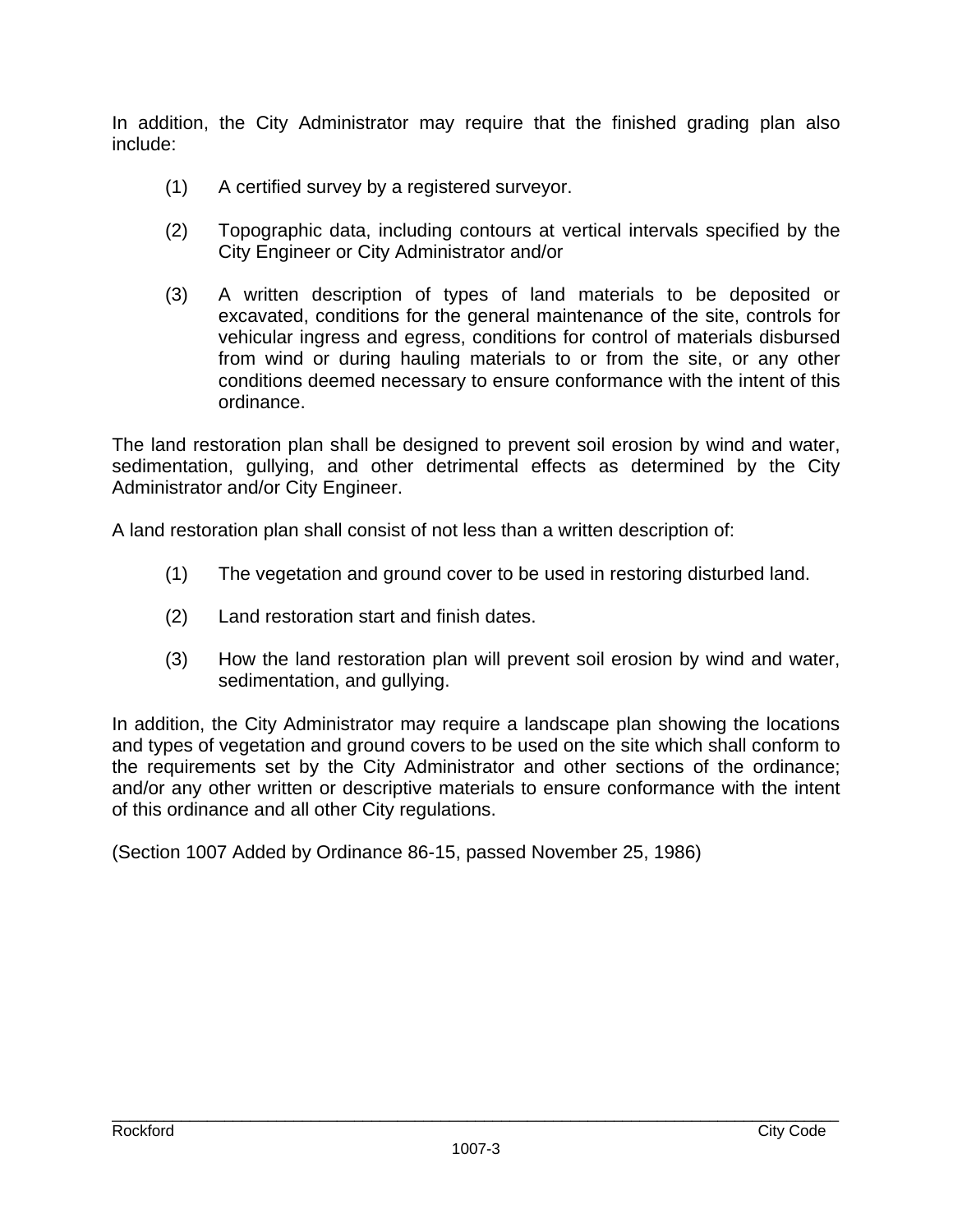In addition, the City Administrator may require that the finished grading plan also include:

(1) A certified survey by a registered surveyor.

(2) Topographic data, including contours at vertical intervals specified by the City Engineer or City Administrator and/or

(3) A written description of types of land materials to be deposited or excavated, conditions for the general maintenance of the site, controls for vehicular ingress and egress, conditions for control of materials disbursed from wind or during hauling materials to or from the site, or any other conditions deemed necessary to ensure conformance with the intent of this ordinance.

The land restoration plan shall be designed to prevent soil erosion by wind and water, sedimentation, gullying, and other detrimental effects as determined by the City Administrator and/or City Engineer.

A land restoration plan shall consist of not less than a written description of:

(1) The vegetation and ground cover to be used in restoring disturbed land.

(2) Land restoration start and finish dates.

(3) How the land restoration plan will prevent soil erosion by wind and water, sedimentation, and gullying.

In addition, the City Administrator may require a landscape plan showing the locations and types of vegetation and ground covers to be used on the site which shall conform to the requirements set by the City Administrator and other sections of the ordinance; and/or any other written or descriptive materials to ensure conformance with the intent of this ordinance and all other City regulations.

(Section 1007 Added by Ordinance 86-15, passed November 25, 1986)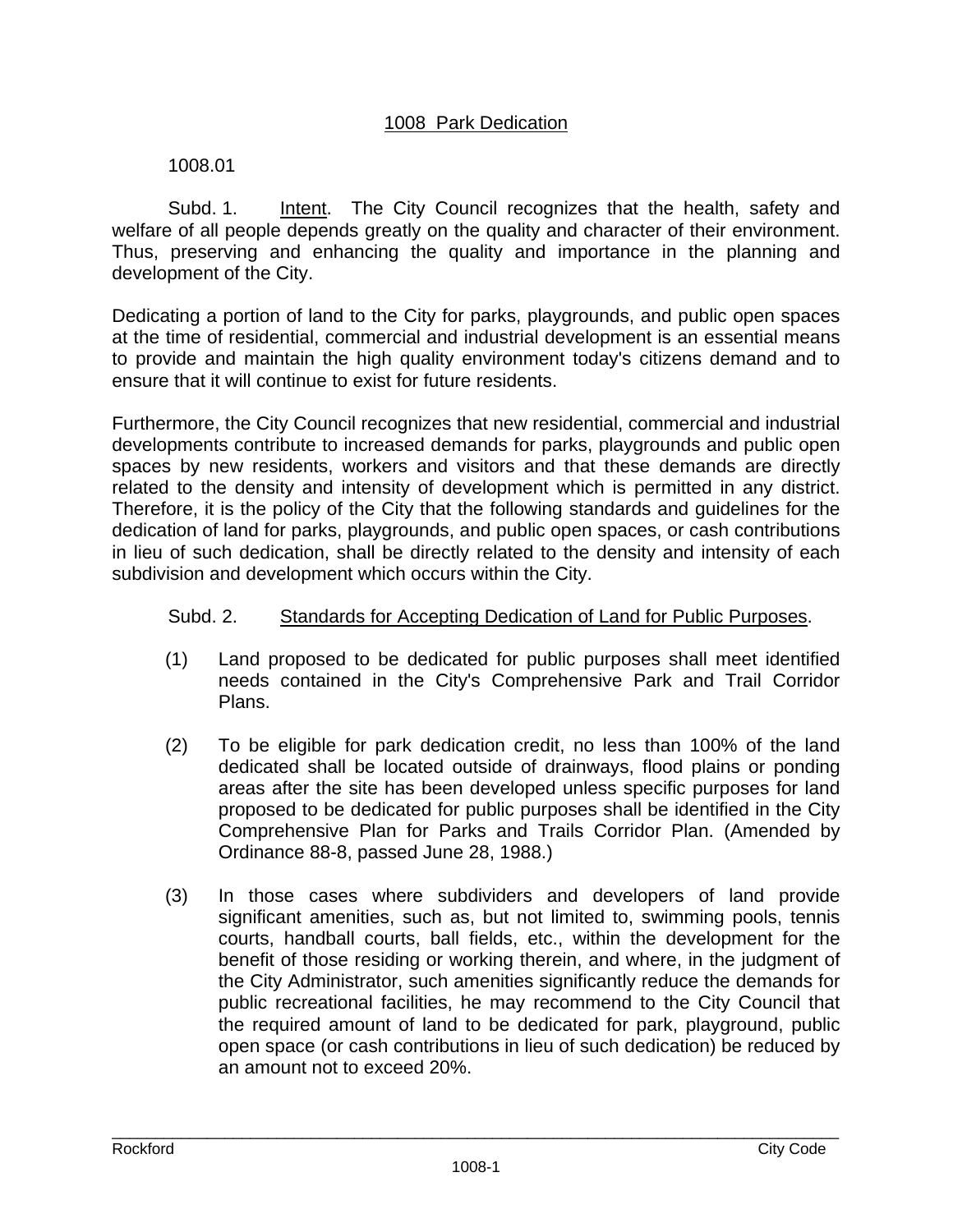# 1008 Park Dedication

1008.01

Subd. 1. Intent. The City Council recognizes that the health, safety and welfare of all people depends greatly on the quality and character of their environment. Thus, preserving and enhancing the quality and importance in the planning and development of the City.

Dedicating a portion of land to the City for parks, playgrounds, and public open spaces at the time of residential, commercial and industrial development is an essential means to provide and maintain the high quality environment today's citizens demand and to ensure that it will continue to exist for future residents.

Furthermore, the City Council recognizes that new residential, commercial and industrial developments contribute to increased demands for parks, playgrounds and public open spaces by new residents, workers and visitors and that these demands are directly related to the density and intensity of development which is permitted in any district. Therefore, it is the policy of the City that the following standards and guidelines for the dedication of land for parks, playgrounds, and public open spaces, or cash contributions in lieu of such dedication, shall be directly related to the density and intensity of each subdivision and development which occurs within the City.

Subd. 2. Standards for Accepting Dedication of Land for Public Purposes.

(1) Land proposed to be dedicated for public purposes shall meet identified needs contained in the City's Comprehensive Park and Trail Corridor Plans.

(2) To be eligible for park dedication credit, no less than 100% of the land dedicated shall be located outside of drainways, flood plains or ponding areas after the site has been developed unless specific purposes for land proposed to be dedicated for public purposes shall be identified in the City Comprehensive Plan for Parks and Trails Corridor Plan. (Amended by Ordinance 88-8, passed June 28, 1988.)

(3) In those cases where subdividers and developers of land provide significant amenities, such as, but not limited to, swimming pools, tennis courts, handball courts, ball fields, etc., within the development for the benefit of those residing or working therein, and where, in the judgment of the City Administrator, such amenities significantly reduce the demands for public recreational facilities, he may recommend to the City Council that the required amount of land to be dedicated for park, playground, public open space (or cash contributions in lieu of such dedication) be reduced by an amount not to exceed 20%.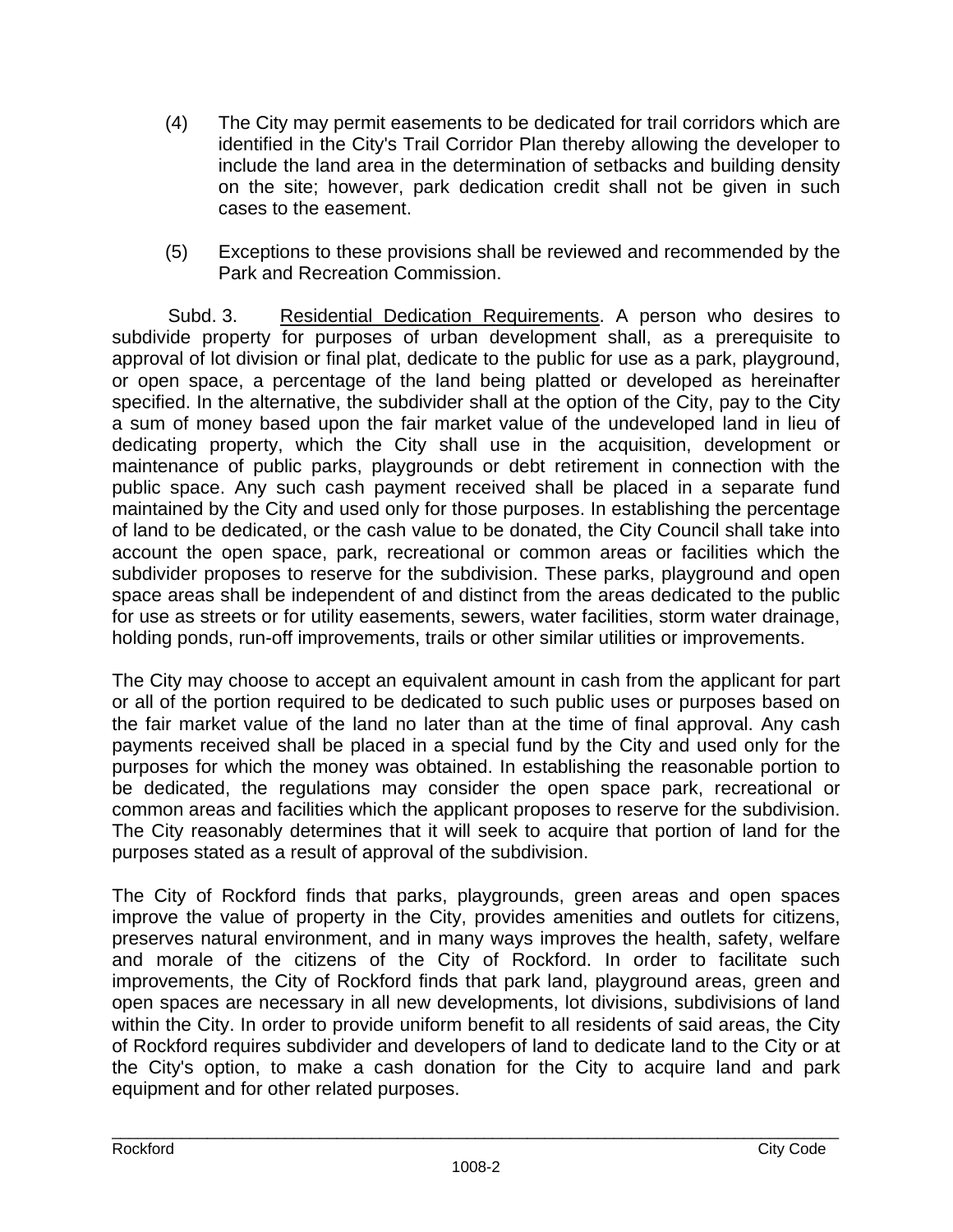(4) The City may permit easements to be dedicated for trail corridors which are identified in the City's Trail Corridor Plan thereby allowing the developer to include the land area in the determination of setbacks and building density on the site; however, park dedication credit shall not be given in such cases to the easement.

(5) Exceptions to these provisions shall be reviewed and recommended by the Park and Recreation Commission.

Subd. 3. Residential Dedication Requirements. A person who desires to subdivide property for purposes of urban development shall, as a prerequisite to approval of lot division or final plat, dedicate to the public for use as a park, playground, or open space, a percentage of the land being platted or developed as hereinafter specified. In the alternative, the subdivider shall at the option of the City, pay to the City a sum of money based upon the fair market value of the undeveloped land in lieu of dedicating property, which the City shall use in the acquisition, development or maintenance of public parks, playgrounds or debt retirement in connection with the public space. Any such cash payment received shall be placed in a separate fund maintained by the City and used only for those purposes. In establishing the percentage of land to be dedicated, or the cash value to be donated, the City Council shall take into account the open space, park, recreational or common areas or facilities which the subdivider proposes to reserve for the subdivision. These parks, playground and open space areas shall be independent of and distinct from the areas dedicated to the public for use as streets or for utility easements, sewers, water facilities, storm water drainage, holding ponds, run-off improvements, trails or other similar utilities or improvements.

The City may choose to accept an equivalent amount in cash from the applicant for part or all of the portion required to be dedicated to such public uses or purposes based on the fair market value of the land no later than at the time of final approval. Any cash payments received shall be placed in a special fund by the City and used only for the purposes for which the money was obtained. In establishing the reasonable portion to be dedicated, the regulations may consider the open space park, recreational or common areas and facilities which the applicant proposes to reserve for the subdivision. The City reasonably determines that it will seek to acquire that portion of land for the purposes stated as a result of approval of the subdivision.

The City of Rockford finds that parks, playgrounds, green areas and open spaces improve the value of property in the City, provides amenities and outlets for citizens, preserves natural environment, and in many ways improves the health, safety, welfare and morale of the citizens of the City of Rockford. In order to facilitate such improvements, the City of Rockford finds that park land, playground areas, green and open spaces are necessary in all new developments, lot divisions, subdivisions of land within the City. In order to provide uniform benefit to all residents of said areas, the City of Rockford requires subdivider and developers of land to dedicate land to the City or at the City's option, to make a cash donation for the City to acquire land and park equipment and for other related purposes.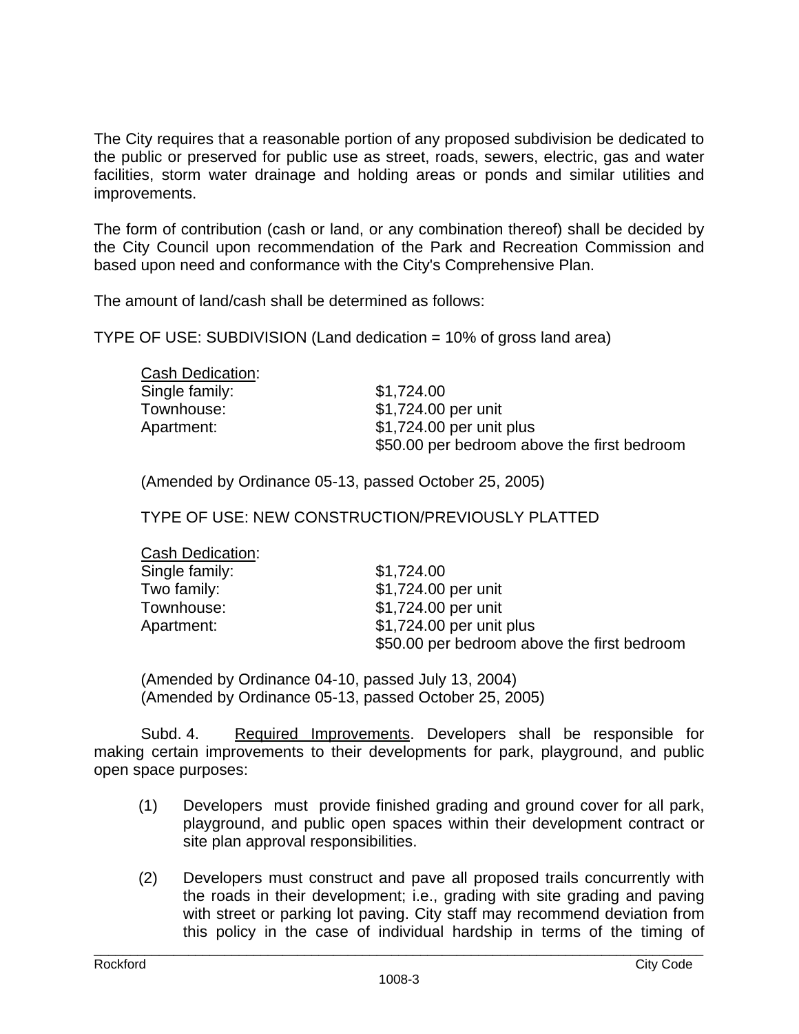The City requires that a reasonable portion of any proposed subdivision be dedicated to the public or preserved for public use as street, roads, sewers, electric, gas and water facilities, storm water drainage and holding areas or ponds and similar utilities and improvements.

The form of contribution (cash or land, or any combination thereof) shall be decided by the City Council upon recommendation of the Park and Recreation Commission and based upon need and conformance with the City's Comprehensive Plan.

The amount of land/cash shall be determined as follows:

TYPE OF USE: SUBDIVISION (Land dedication = 10% of gross land area)

Cash Dedication:

| | |
|---|---|
| Single family: | $1,724.00 |
| Townhouse: | $1,724.00 per unit |
| Apartment: | $1,724.00 per unit plus $50.00 per bedroom above the first bedroom |

(Amended by Ordinance 05-13, passed October 25, 2005)

TYPE OF USE: NEW CONSTRUCTION/PREVIOUSLY PLATTED

Cash Dedication:

| | |
|---|---|
| Single family: | $1,724.00 |
| Two family: | $1,724.00 per unit |
| Townhouse: | $1,724.00 per unit |
| Apartment: | $1,724.00 per unit plus $50.00 per bedroom above the first bedroom |

(Amended by Ordinance 04-10, passed July 13, 2004)
(Amended by Ordinance 05-13, passed October 25, 2005)

Subd. 4. Required Improvements. Developers shall be responsible for making certain improvements to their developments for park, playground, and public open space purposes:

(1) Developers must provide finished grading and ground cover for all park, playground, and public open spaces within their development contract or site plan approval responsibilities.

(2) Developers must construct and pave all proposed trails concurrently with the roads in their development; i.e., grading with site grading and paving with street or parking lot paving. City staff may recommend deviation from this policy in the case of individual hardship in terms of the timing of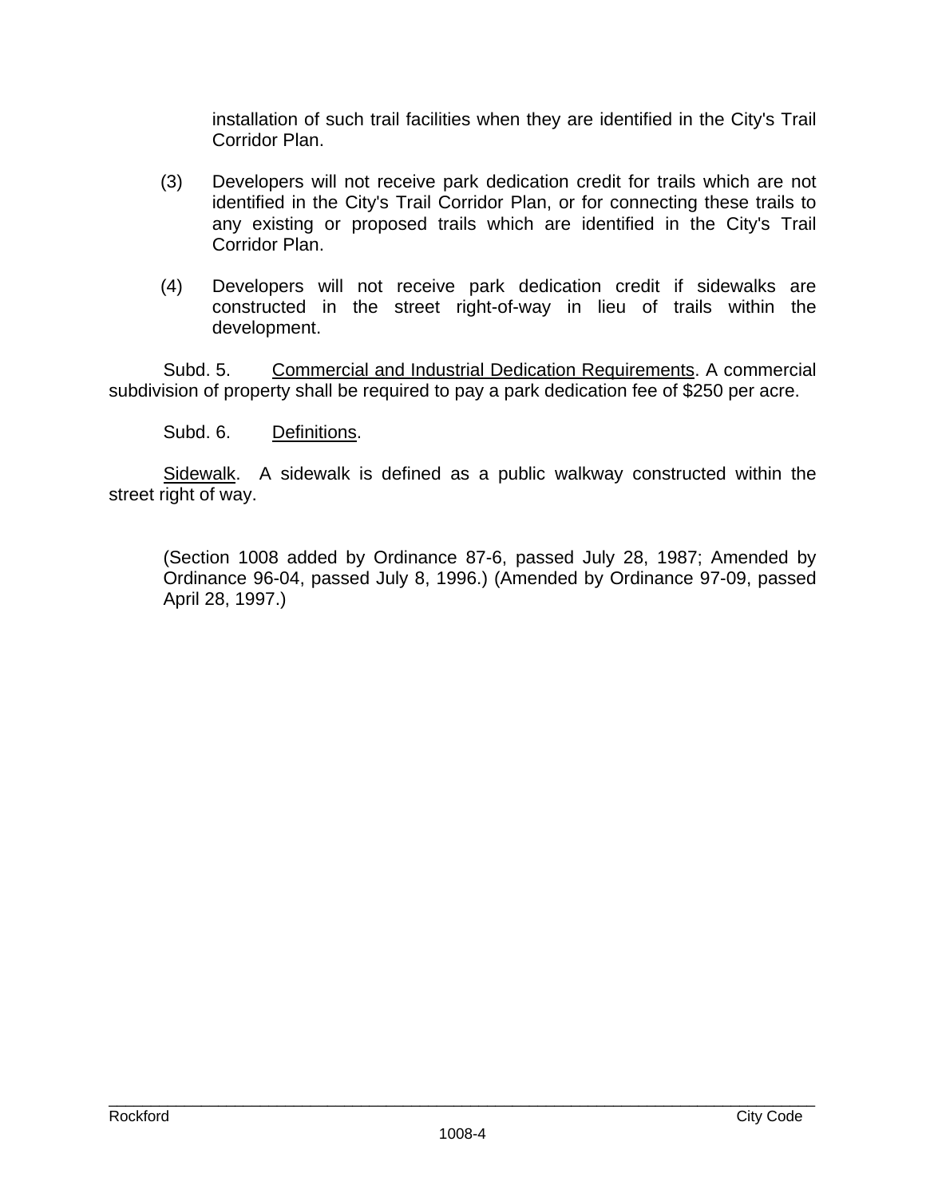installation of such trail facilities when they are identified in the City's Trail Corridor Plan.

(3) Developers will not receive park dedication credit for trails which are not identified in the City's Trail Corridor Plan, or for connecting these trails to any existing or proposed trails which are identified in the City's Trail Corridor Plan.

(4) Developers will not receive park dedication credit if sidewalks are constructed in the street right-of-way in lieu of trails within the development.

Subd. 5. Commercial and Industrial Dedication Requirements. A commercial subdivision of property shall be required to pay a park dedication fee of $250 per acre.

Subd. 6. Definitions.

Sidewalk. A sidewalk is defined as a public walkway constructed within the street right of way.

(Section 1008 added by Ordinance 87-6, passed July 28, 1987; Amended by Ordinance 96-04, passed July 8, 1996.) (Amended by Ordinance 97-09, passed April 28, 1997.)